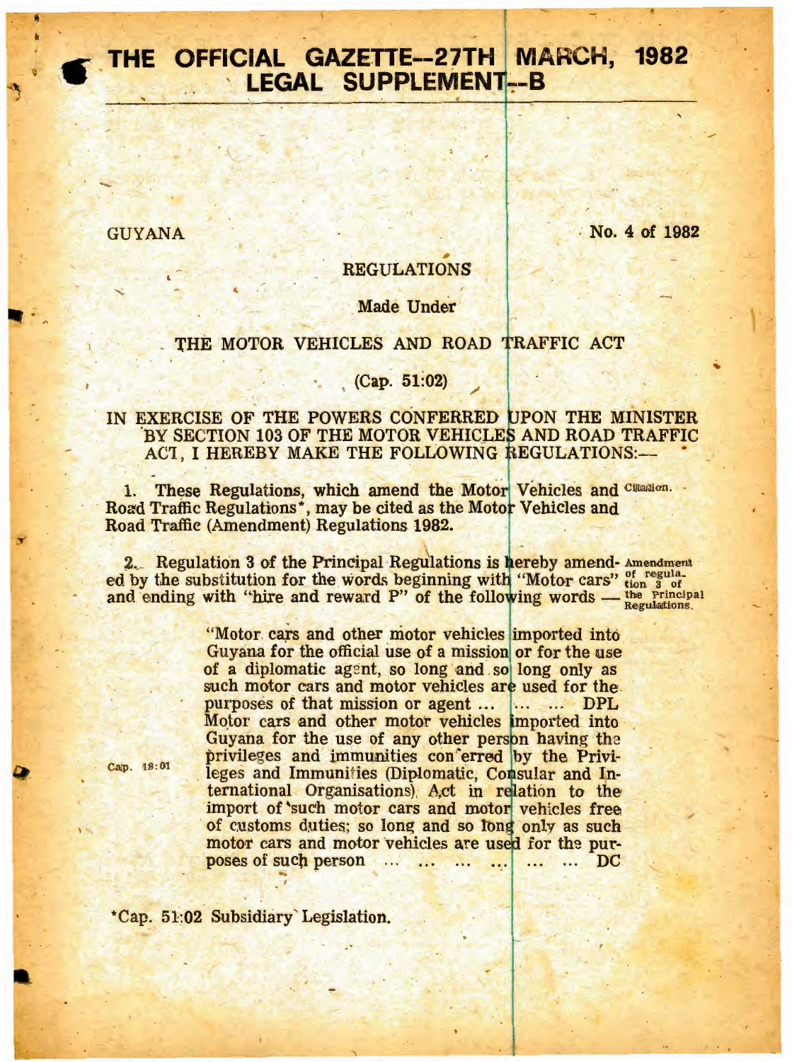# THE OFFICIAL GAZETTE--27TH MARCH, 1982
## LEGAL SUPPLEMENT--B

GUYANA

No. 4 of 1982

### REGULATIONS

Made Under

### THE MOTOR VEHICLES AND ROAD TRAFFIC ACT

(Cap. 51:02)

IN EXERCISE OF THE POWERS CONFERRED UPON THE MINISTER BY SECTION 103 OF THE MOTOR VEHICLES AND ROAD TRAFFIC ACT, I HEREBY MAKE THE FOLLOWING REGULATIONS:—

Citation.

1. These Regulations, which amend the Motor Vehicles and Road Traffic Regulations*, may be cited as the Motor Vehicles and Road Traffic (Amendment) Regulations 1982.

Amendment of regulation 3 of the Principal Regulations.

2. Regulation 3 of the Principal Regulations is hereby amended by the substitution for the words beginning with "Motor cars" and ending with "hire and reward P" of the following words —

> "Motor cars and other motor vehicles imported into Guyana for the official use of a mission or for the use of a diplomatic agent, so long and so long only as such motor cars and motor vehicles are used for the purposes of that mission or agent ... ... ... DPL
>
> Motor cars and other motor vehicles imported into Guyana for the use of any other person having the privileges and immunities conferred by the Privileges and Immunities (Diplomatic, Consular and International Organisations) Act in relation to the import of such motor cars and motor vehicles free of customs duties; so long and so long only as such motor cars and motor vehicles are used for the purposes of such person ... ... ... ... ... ... DC

Cap. 18:01

*Cap. 51:02 Subsidiary Legislation.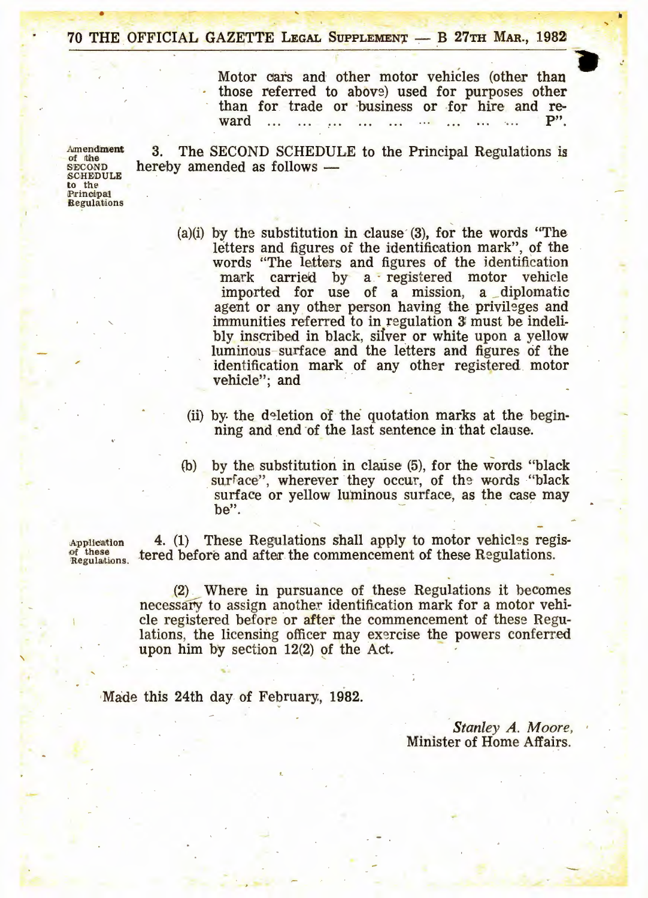Motor cars and other motor vehicles (other than those referred to above) used for purposes other than for trade or business or for hire and reward ... ... ... ... ... ... ... ... ... P".

Amendment of the SECOND SCHEDULE to the Principal Regulations

3. The SECOND SCHEDULE to the Principal Regulations is hereby amended as follows —

(a)(i) by the substitution in clause (3), for the words "The letters and figures of the identification mark", of the words "The letters and figures of the identification mark carried by a registered motor vehicle imported for use of a mission, a diplomatic agent or any other person having the privileges and immunities referred to in regulation 3 must be indelibly inscribed in black, silver or white upon a yellow luminous surface and the letters and figures of the identification mark of any other registered motor vehicle"; and

(ii) by the deletion of the quotation marks at the beginning and end of the last sentence in that clause.

(b) by the substitution in clause (5), for the words "black surface", wherever they occur, of the words "black surface or yellow luminous surface, as the case may be".

Application of these Regulations.

4. (1) These Regulations shall apply to motor vehicles registered before and after the commencement of these Regulations.

(2) Where in pursuance of these Regulations it becomes necessary to assign another identification mark for a motor vehicle registered before or after the commencement of these Regulations, the licensing officer may exercise the powers conferred upon him by section 12(2) of the Act.

Made this 24th day of February, 1982.

*Stanley A. Moore,*
Minister of Home Affairs.